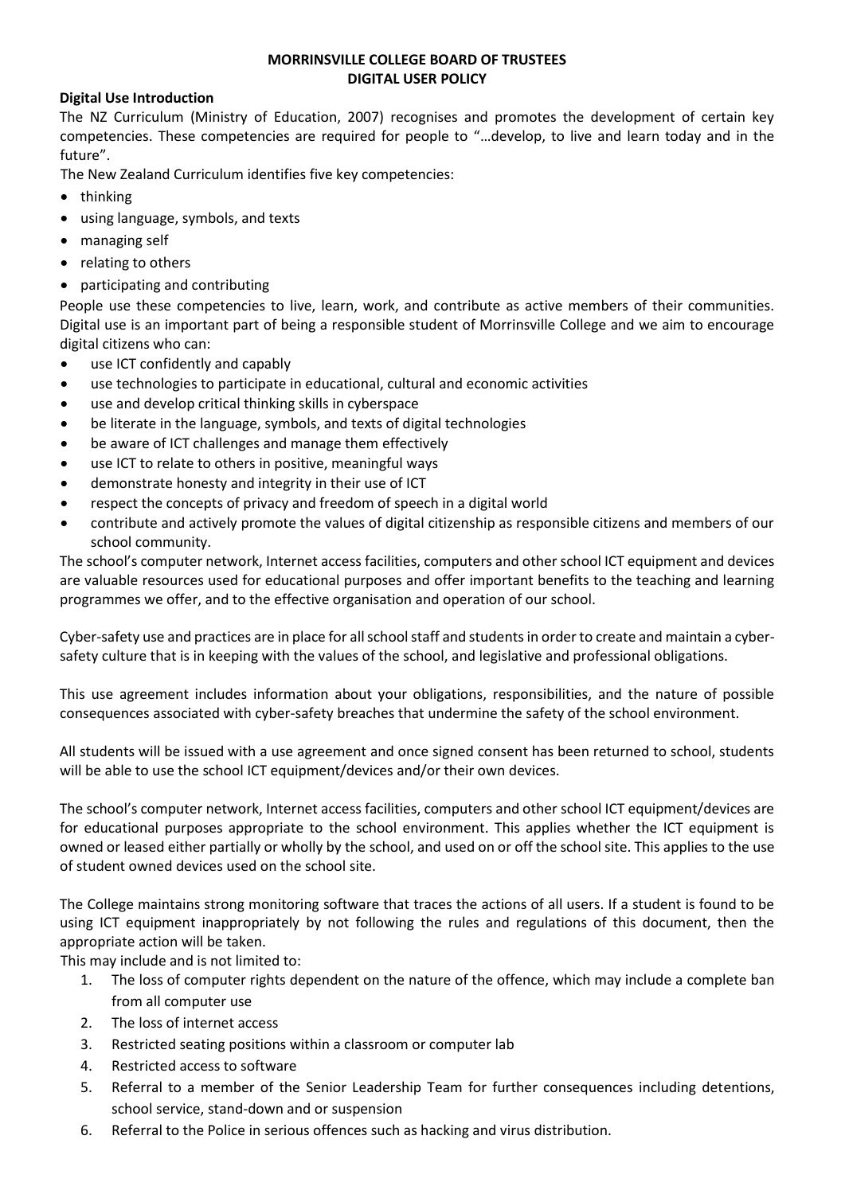**MORRINSVILLE COLLEGE BOARD OF TRUSTEES**
**DIGITAL USER POLICY**

**Digital Use Introduction**

The NZ Curriculum (Ministry of Education, 2007) recognises and promotes the development of certain key competencies. These competencies are required for people to "…develop, to live and learn today and in the future".

The New Zealand Curriculum identifies five key competencies:

- thinking
- using language, symbols, and texts
- managing self
- relating to others
- participating and contributing

People use these competencies to live, learn, work, and contribute as active members of their communities. Digital use is an important part of being a responsible student of Morrinsville College and we aim to encourage digital citizens who can:

- use ICT confidently and capably
- use technologies to participate in educational, cultural and economic activities
- use and develop critical thinking skills in cyberspace
- be literate in the language, symbols, and texts of digital technologies
- be aware of ICT challenges and manage them effectively
- use ICT to relate to others in positive, meaningful ways
- demonstrate honesty and integrity in their use of ICT
- respect the concepts of privacy and freedom of speech in a digital world
- contribute and actively promote the values of digital citizenship as responsible citizens and members of our school community.

The school's computer network, Internet access facilities, computers and other school ICT equipment and devices are valuable resources used for educational purposes and offer important benefits to the teaching and learning programmes we offer, and to the effective organisation and operation of our school.

Cyber-safety use and practices are in place for all school staff and students in order to create and maintain a cyber-safety culture that is in keeping with the values of the school, and legislative and professional obligations.

This use agreement includes information about your obligations, responsibilities, and the nature of possible consequences associated with cyber-safety breaches that undermine the safety of the school environment.

All students will be issued with a use agreement and once signed consent has been returned to school, students will be able to use the school ICT equipment/devices and/or their own devices.

The school's computer network, Internet access facilities, computers and other school ICT equipment/devices are for educational purposes appropriate to the school environment. This applies whether the ICT equipment is owned or leased either partially or wholly by the school, and used on or off the school site. This applies to the use of student owned devices used on the school site.

The College maintains strong monitoring software that traces the actions of all users. If a student is found to be using ICT equipment inappropriately by not following the rules and regulations of this document, then the appropriate action will be taken.

This may include and is not limited to:

1. The loss of computer rights dependent on the nature of the offence, which may include a complete ban from all computer use
2. The loss of internet access
3. Restricted seating positions within a classroom or computer lab
4. Restricted access to software
5. Referral to a member of the Senior Leadership Team for further consequences including detentions, school service, stand-down and or suspension
6. Referral to the Police in serious offences such as hacking and virus distribution.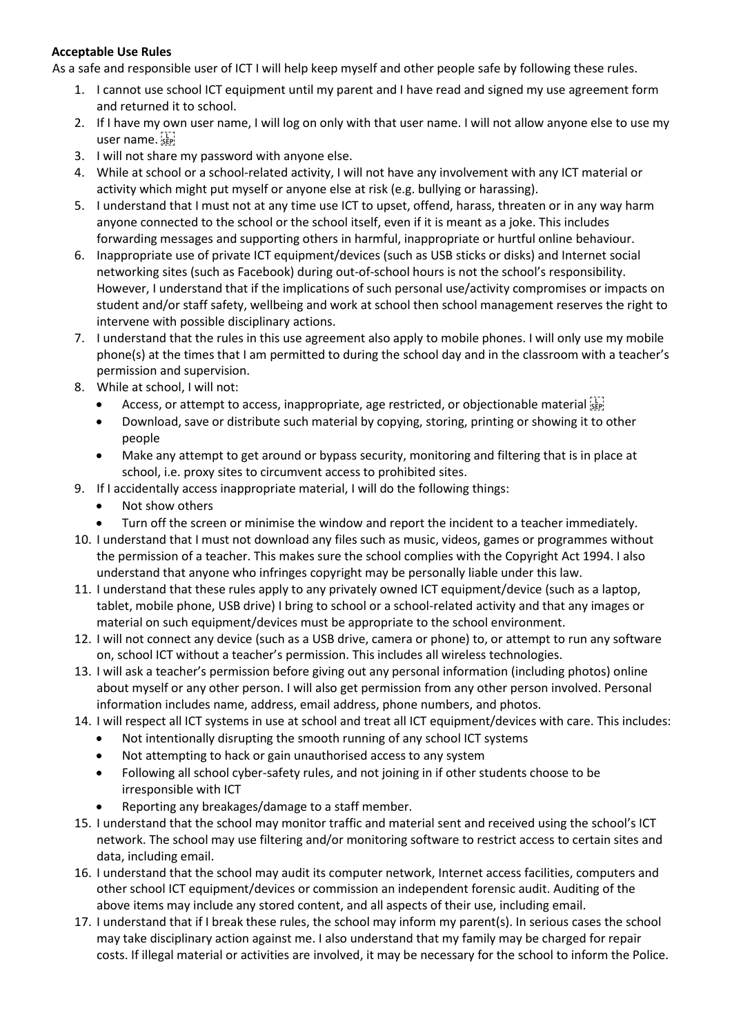**Acceptable Use Rules**

As a safe and responsible user of ICT I will help keep myself and other people safe by following these rules.

1. I cannot use school ICT equipment until my parent and I have read and signed my use agreement form and returned it to school.
2. If I have my own user name, I will log on only with that user name. I will not allow anyone else to use my user name.
3. I will not share my password with anyone else.
4. While at school or a school-related activity, I will not have any involvement with any ICT material or activity which might put myself or anyone else at risk (e.g. bullying or harassing).
5. I understand that I must not at any time use ICT to upset, offend, harass, threaten or in any way harm anyone connected to the school or the school itself, even if it is meant as a joke. This includes forwarding messages and supporting others in harmful, inappropriate or hurtful online behaviour.
6. Inappropriate use of private ICT equipment/devices (such as USB sticks or disks) and Internet social networking sites (such as Facebook) during out-of-school hours is not the school's responsibility. However, I understand that if the implications of such personal use/activity compromises or impacts on student and/or staff safety, wellbeing and work at school then school management reserves the right to intervene with possible disciplinary actions.
7. I understand that the rules in this use agreement also apply to mobile phones. I will only use my mobile phone(s) at the times that I am permitted to during the school day and in the classroom with a teacher's permission and supervision.
8. While at school, I will not:
   - Access, or attempt to access, inappropriate, age restricted, or objectionable material
   - Download, save or distribute such material by copying, storing, printing or showing it to other people
   - Make any attempt to get around or bypass security, monitoring and filtering that is in place at school, i.e. proxy sites to circumvent access to prohibited sites.
9. If I accidentally access inappropriate material, I will do the following things:
   - Not show others
   - Turn off the screen or minimise the window and report the incident to a teacher immediately.
10. I understand that I must not download any files such as music, videos, games or programmes without the permission of a teacher. This makes sure the school complies with the Copyright Act 1994. I also understand that anyone who infringes copyright may be personally liable under this law.
11. I understand that these rules apply to any privately owned ICT equipment/device (such as a laptop, tablet, mobile phone, USB drive) I bring to school or a school-related activity and that any images or material on such equipment/devices must be appropriate to the school environment.
12. I will not connect any device (such as a USB drive, camera or phone) to, or attempt to run any software on, school ICT without a teacher's permission. This includes all wireless technologies.
13. I will ask a teacher's permission before giving out any personal information (including photos) online about myself or any other person. I will also get permission from any other person involved. Personal information includes name, address, email address, phone numbers, and photos.
14. I will respect all ICT systems in use at school and treat all ICT equipment/devices with care. This includes:
   - Not intentionally disrupting the smooth running of any school ICT systems
   - Not attempting to hack or gain unauthorised access to any system
   - Following all school cyber-safety rules, and not joining in if other students choose to be irresponsible with ICT
   - Reporting any breakages/damage to a staff member.
15. I understand that the school may monitor traffic and material sent and received using the school's ICT network. The school may use filtering and/or monitoring software to restrict access to certain sites and data, including email.
16. I understand that the school may audit its computer network, Internet access facilities, computers and other school ICT equipment/devices or commission an independent forensic audit. Auditing of the above items may include any stored content, and all aspects of their use, including email.
17. I understand that if I break these rules, the school may inform my parent(s). In serious cases the school may take disciplinary action against me. I also understand that my family may be charged for repair costs. If illegal material or activities are involved, it may be necessary for the school to inform the Police.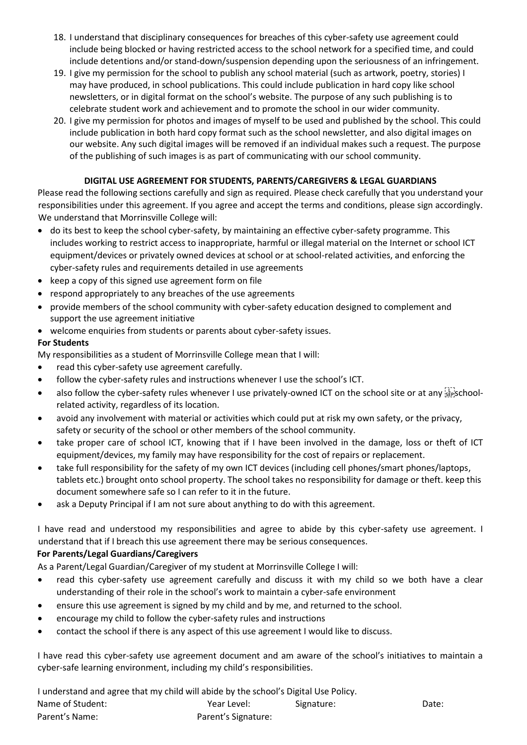18. I understand that disciplinary consequences for breaches of this cyber-safety use agreement could include being blocked or having restricted access to the school network for a specified time, and could include detentions and/or stand-down/suspension depending upon the seriousness of an infringement.
19. I give my permission for the school to publish any school material (such as artwork, poetry, stories) I may have produced, in school publications. This could include publication in hard copy like school newsletters, or in digital format on the school's website. The purpose of any such publishing is to celebrate student work and achievement and to promote the school in our wider community.
20. I give my permission for photos and images of myself to be used and published by the school. This could include publication in both hard copy format such as the school newsletter, and also digital images on our website. Any such digital images will be removed if an individual makes such a request. The purpose of the publishing of such images is as part of communicating with our school community.

**DIGITAL USE AGREEMENT FOR STUDENTS, PARENTS/CAREGIVERS & LEGAL GUARDIANS**

Please read the following sections carefully and sign as required. Please check carefully that you understand your responsibilities under this agreement. If you agree and accept the terms and conditions, please sign accordingly.

We understand that Morrinsville College will:

- do its best to keep the school cyber-safety, by maintaining an effective cyber-safety programme. This includes working to restrict access to inappropriate, harmful or illegal material on the Internet or school ICT equipment/devices or privately owned devices at school or at school-related activities, and enforcing the cyber-safety rules and requirements detailed in use agreements
- keep a copy of this signed use agreement form on file
- respond appropriately to any breaches of the use agreements
- provide members of the school community with cyber-safety education designed to complement and support the use agreement initiative
- welcome enquiries from students or parents about cyber-safety issues.

**For Students**

My responsibilities as a student of Morrinsville College mean that I will:

- read this cyber-safety use agreement carefully.
- follow the cyber-safety rules and instructions whenever I use the school's ICT.
- also follow the cyber-safety rules whenever I use privately-owned ICT on the school site or at any school-related activity, regardless of its location.
- avoid any involvement with material or activities which could put at risk my own safety, or the privacy, safety or security of the school or other members of the school community.
- take proper care of school ICT, knowing that if I have been involved in the damage, loss or theft of ICT equipment/devices, my family may have responsibility for the cost of repairs or replacement.
- take full responsibility for the safety of my own ICT devices (including cell phones/smart phones/laptops, tablets etc.) brought onto school property. The school takes no responsibility for damage or theft. keep this document somewhere safe so I can refer to it in the future.
- ask a Deputy Principal if I am not sure about anything to do with this agreement.

I have read and understood my responsibilities and agree to abide by this cyber-safety use agreement. I understand that if I breach this use agreement there may be serious consequences.

**For Parents/Legal Guardians/Caregivers**

As a Parent/Legal Guardian/Caregiver of my student at Morrinsville College I will:

- read this cyber-safety use agreement carefully and discuss it with my child so we both have a clear understanding of their role in the school's work to maintain a cyber-safe environment
- ensure this use agreement is signed by my child and by me, and returned to the school.
- encourage my child to follow the cyber-safety rules and instructions
- contact the school if there is any aspect of this use agreement I would like to discuss.

I have read this cyber-safety use agreement document and am aware of the school's initiatives to maintain a cyber-safe learning environment, including my child's responsibilities.

I understand and agree that my child will abide by the school's Digital Use Policy.

Name of Student: Year Level: Signature: Date:

Parent's Name: Parent's Signature: